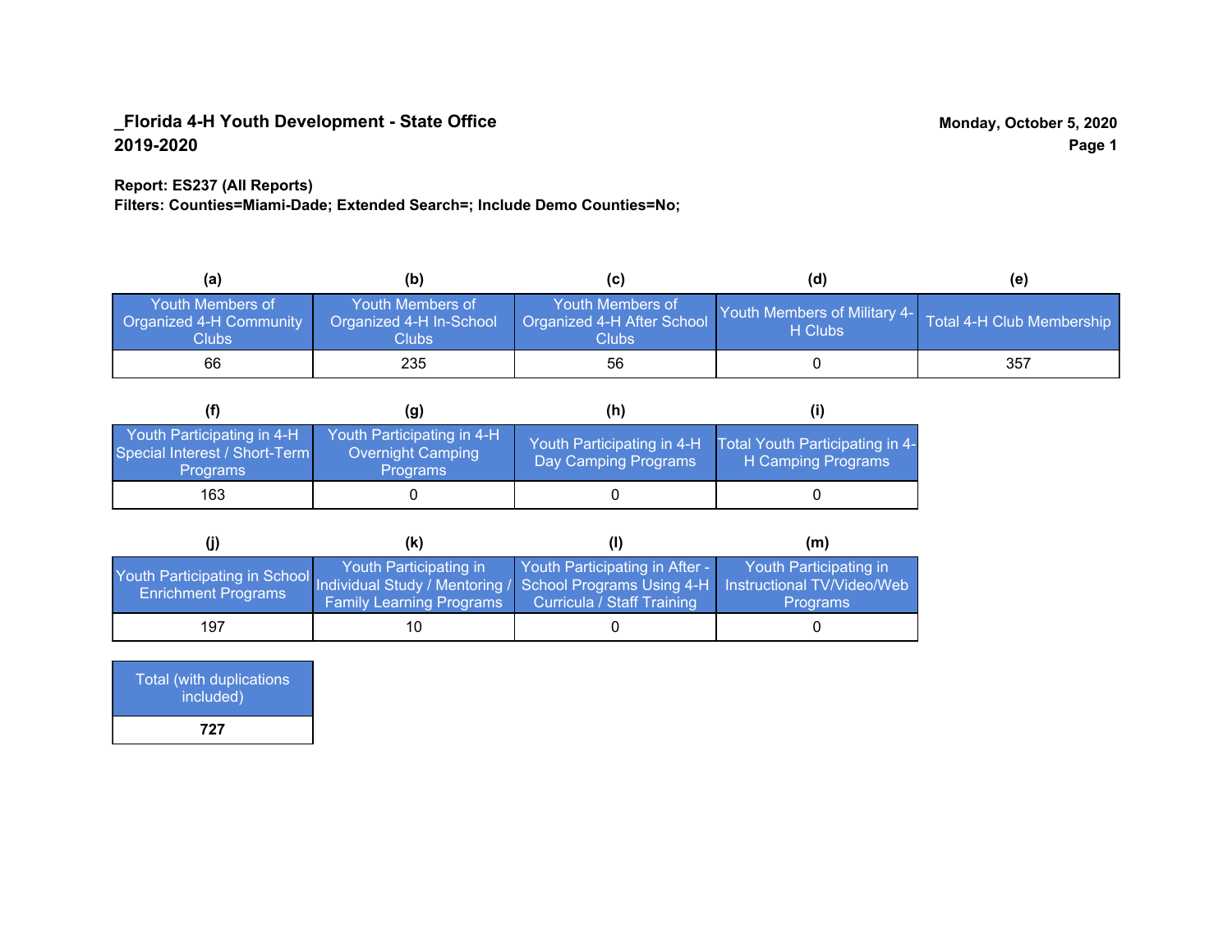**_Florida 4-H Youth Development - State Office**
**2019-2020**

**Monday, October 5, 2020**

**Report: ES237 (All Reports)**
**Filters: Counties=Miami-Dade; Extended Search=; Include Demo Counties=No;**

| (a) | (b) | (c) | (d) | (e) |
|---|---|---|---|---|
| Youth Members of Organized 4-H Community Clubs | Youth Members of Organized 4-H In-School Clubs | Youth Members of Organized 4-H After School Clubs | Youth Members of Military 4-H Clubs | Total 4-H Club Membership |
| 66 | 235 | 56 | 0 | 357 |

| (f) | (g) | (h) | (i) |
|---|---|---|---|
| Youth Participating in 4-H Special Interest / Short-Term Programs | Youth Participating in 4-H Overnight Camping Programs | Youth Participating in 4-H Day Camping Programs | Total Youth Participating in 4-H Camping Programs |
| 163 | 0 | 0 | 0 |

| (j) | (k) | (l) | (m) |
|---|---|---|---|
| Youth Participating in School Enrichment Programs | Youth Participating in Individual Study / Mentoring / Family Learning Programs | Youth Participating in After - School Programs Using 4-H Curricula / Staff Training | Youth Participating in Instructional TV/Video/Web Programs |
| 197 | 10 | 0 | 0 |

| Total (with duplications included) |
|---|
| **727** |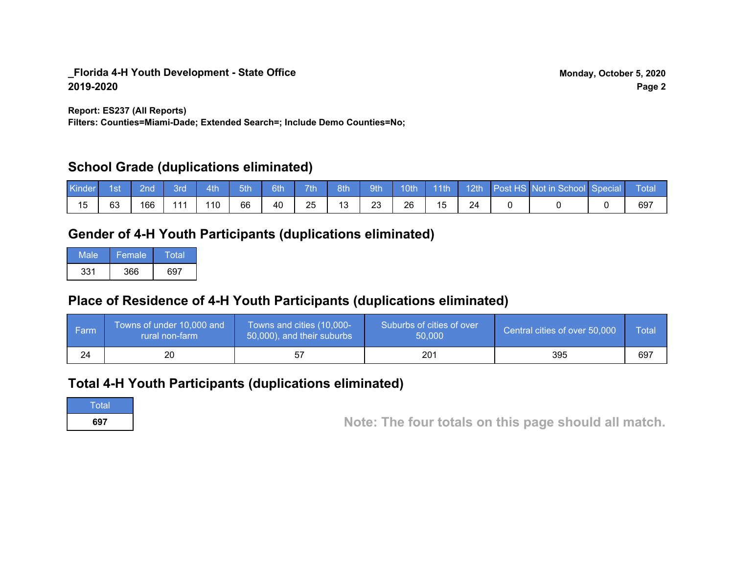**_Florida 4-H Youth Development - State Office**
**2019-2020**

**Monday, October 5, 2020**
**Page 2**

**Report: ES237 (All Reports)**
**Filters: Counties=Miami-Dade; Extended Search=; Include Demo Counties=No;**

## School Grade (duplications eliminated)

| Kinder | 1st | 2nd | 3rd | 4th | 5th | 6th | 7th | 8th | 9th | 10th | 11th | 12th | Post HS | Not in School | Special | Total |
|---|---|---|---|---|---|---|---|---|---|---|---|---|---|---|---|---|
| 15 | 63 | 166 | 111 | 110 | 66 | 40 | 25 | 13 | 23 | 26 | 15 | 24 | 0 | 0 | 0 | 697 |

## Gender of 4-H Youth Participants (duplications eliminated)

| Male | Female | Total |
|---|---|---|
| 331 | 366 | 697 |

## Place of Residence of 4-H Youth Participants (duplications eliminated)

| Farm | Towns of under 10,000 and rural non-farm | Towns and cities (10,000-50,000), and their suburbs | Suburbs of cities of over 50,000 | Central cities of over 50,000 | Total |
|---|---|---|---|---|---|
| 24 | 20 | 57 | 201 | 395 | 697 |

## Total 4-H Youth Participants (duplications eliminated)

| Total |
|---|
| **697** |

**Note: The four totals on this page should all match.**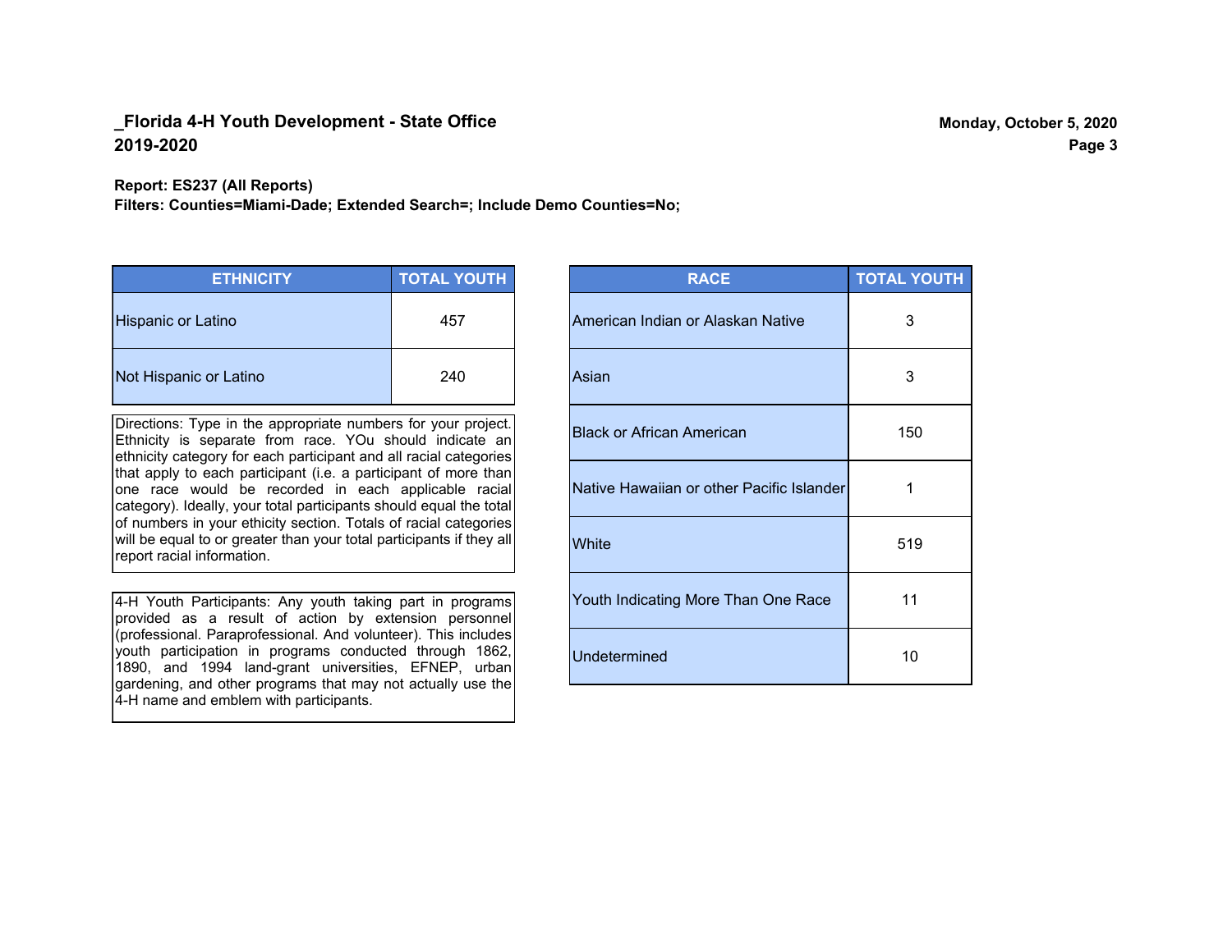**_Florida 4-H Youth Development - State Office**
**2019-2020**

**Monday, October 5, 2020**

**Report: ES237 (All Reports)**
**Filters: Counties=Miami-Dade; Extended Search=; Include Demo Counties=No;**

| ETHNICITY | TOTAL YOUTH |
|---|---|
| Hispanic or Latino | 457 |
| Not Hispanic or Latino | 240 |

Directions: Type in the appropriate numbers for your project. Ethnicity is separate from race. YOu should indicate an ethnicity category for each participant and all racial categories that apply to each participant (i.e. a participant of more than one race would be recorded in each applicable racial category). Ideally, your total participants should equal the total of numbers in your ethicity section. Totals of racial categories will be equal to or greater than your total participants if they all report racial information.

4-H Youth Participants: Any youth taking part in programs provided as a result of action by extension personnel (professional. Paraprofessional. And volunteer). This includes youth participation in programs conducted through 1862, 1890, and 1994 land-grant universities, EFNEP, urban gardening, and other programs that may not actually use the 4-H name and emblem with participants.

| RACE | TOTAL YOUTH |
|---|---|
| American Indian or Alaskan Native | 3 |
| Asian | 3 |
| Black or African American | 150 |
| Native Hawaiian or other Pacific Islander | 1 |
| White | 519 |
| Youth Indicating More Than One Race | 11 |
| Undetermined | 10 |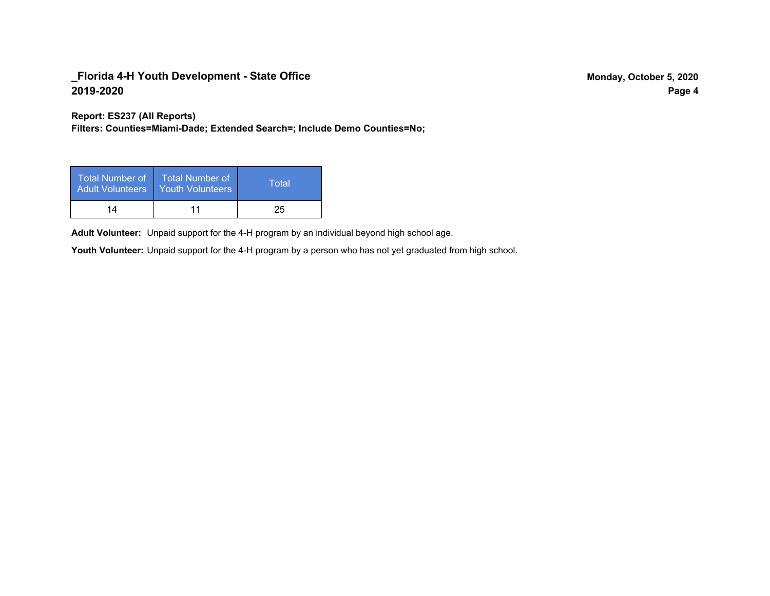## _Florida 4-H Youth Development - State Office
## 2019-2020

Monday, October 5, 2020

**Report: ES237 (All Reports)**
**Filters: Counties=Miami-Dade; Extended Search=; Include Demo Counties=No;**

| Total Number of Adult Volunteers | Total Number of Youth Volunteers | Total |
|---|---|---|
| 14 | 11 | 25 |

**Adult Volunteer:** Unpaid support for the 4-H program by an individual beyond high school age.

**Youth Volunteer:** Unpaid support for the 4-H program by a person who has not yet graduated from high school.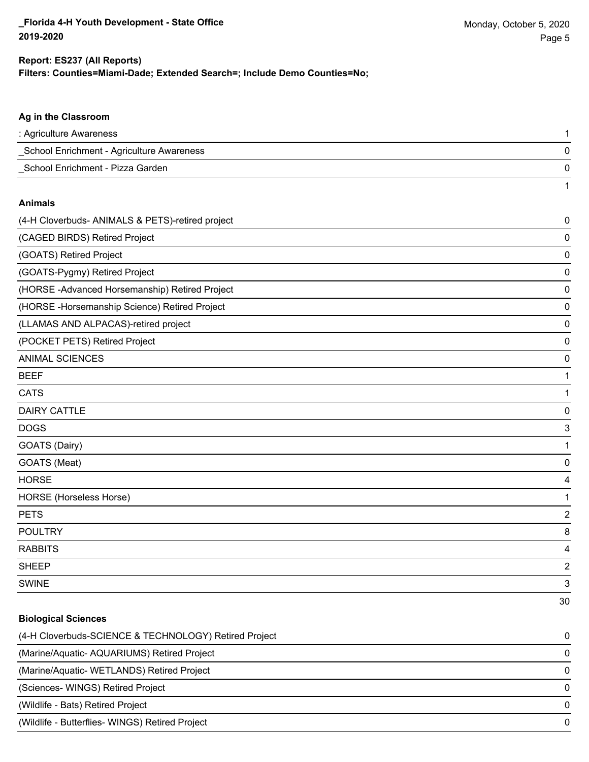**Report: ES237 (All Reports)**
**Filters: Counties=Miami-Dade; Extended Search=; Include Demo Counties=No;**

### Ag in the Classroom

| | |
|---|---|
| : Agriculture Awareness | 1 |
| _School Enrichment - Agriculture Awareness | 0 |
| _School Enrichment - Pizza Garden | 0 |
| | 1 |

### Animals

| | |
|---|---|
| (4-H Cloverbuds- ANIMALS & PETS)-retired project | 0 |
| (CAGED BIRDS) Retired Project | 0 |
| (GOATS) Retired Project | 0 |
| (GOATS-Pygmy) Retired Project | 0 |
| (HORSE -Advanced Horsemanship) Retired Project | 0 |
| (HORSE -Horsemanship Science) Retired Project | 0 |
| (LLAMAS AND ALPACAS)-retired project | 0 |
| (POCKET PETS) Retired Project | 0 |
| ANIMAL SCIENCES | 0 |
| BEEF | 1 |
| CATS | 1 |
| DAIRY CATTLE | 0 |
| DOGS | 3 |
| GOATS (Dairy) | 1 |
| GOATS (Meat) | 0 |
| HORSE | 4 |
| HORSE (Horseless Horse) | 1 |
| PETS | 2 |
| POULTRY | 8 |
| RABBITS | 4 |
| SHEEP | 2 |
| SWINE | 3 |
| | 30 |

### Biological Sciences

| | |
|---|---|
| (4-H Cloverbuds-SCIENCE & TECHNOLOGY) Retired Project | 0 |
| (Marine/Aquatic- AQUARIUMS) Retired Project | 0 |
| (Marine/Aquatic- WETLANDS) Retired Project | 0 |
| (Sciences- WINGS) Retired Project | 0 |
| (Wildlife - Bats) Retired Project | 0 |
| (Wildlife - Butterflies- WINGS) Retired Project | 0 |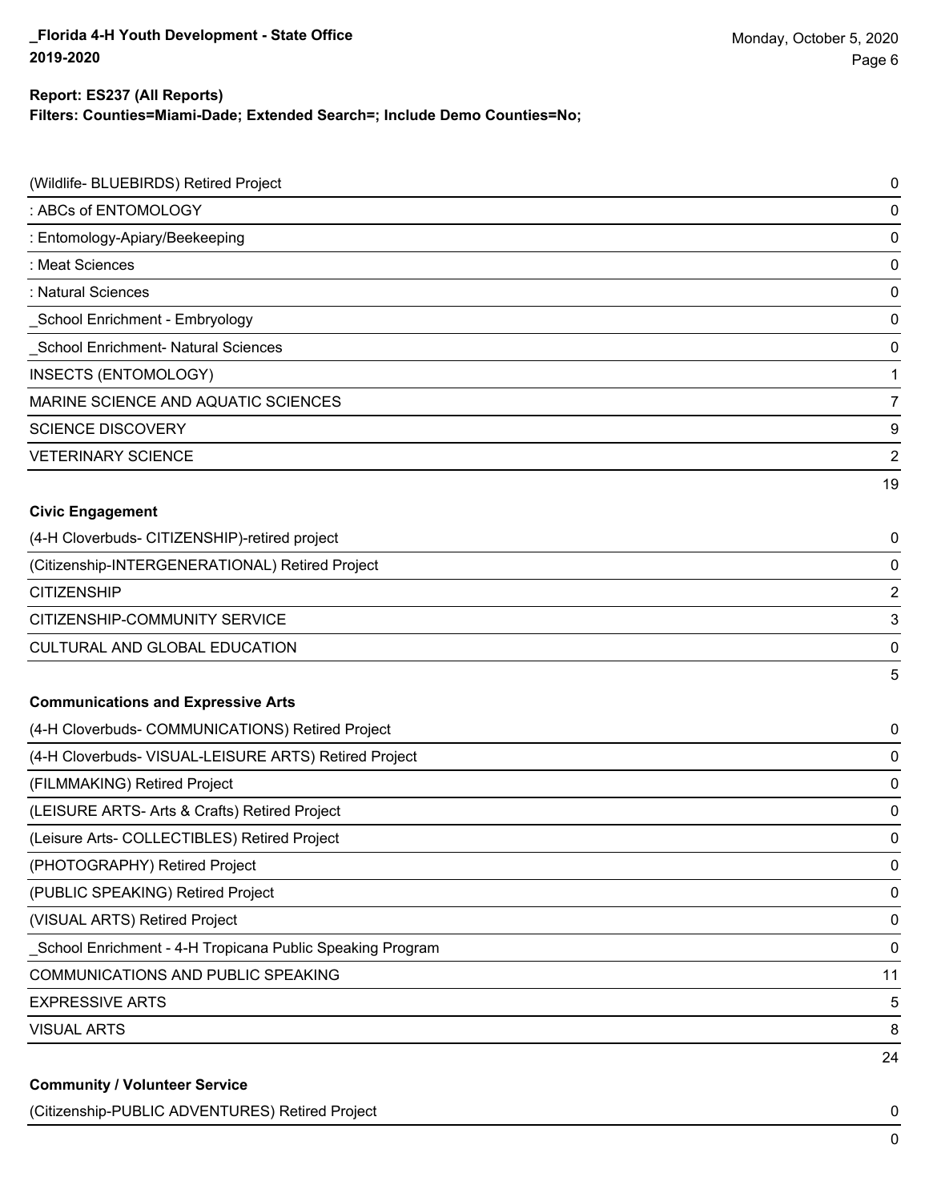| | |
|---|---|
| (Wildlife- BLUEBIRDS) Retired Project | 0 |
| : ABCs of ENTOMOLOGY | 0 |
| : Entomology-Apiary/Beekeeping | 0 |
| : Meat Sciences | 0 |
| : Natural Sciences | 0 |
| _School Enrichment - Embryology | 0 |
| _School Enrichment- Natural Sciences | 0 |
| INSECTS (ENTOMOLOGY) | 1 |
| MARINE SCIENCE AND AQUATIC SCIENCES | 7 |
| SCIENCE DISCOVERY | 9 |
| VETERINARY SCIENCE | 2 |
| | 19 |

**Civic Engagement**

| | |
|---|---|
| (4-H Cloverbuds- CITIZENSHIP)-retired project | 0 |
| (Citizenship-INTERGENERATIONAL) Retired Project | 0 |
| CITIZENSHIP | 2 |
| CITIZENSHIP-COMMUNITY SERVICE | 3 |
| CULTURAL AND GLOBAL EDUCATION | 0 |
| | 5 |

**Communications and Expressive Arts**

| | |
|---|---|
| (4-H Cloverbuds- COMMUNICATIONS) Retired Project | 0 |
| (4-H Cloverbuds- VISUAL-LEISURE ARTS) Retired Project | 0 |
| (FILMMAKING) Retired Project | 0 |
| (LEISURE ARTS- Arts & Crafts) Retired Project | 0 |
| (Leisure Arts- COLLECTIBLES) Retired Project | 0 |
| (PHOTOGRAPHY) Retired Project | 0 |
| (PUBLIC SPEAKING) Retired Project | 0 |
| (VISUAL ARTS) Retired Project | 0 |
| _School Enrichment - 4-H Tropicana Public Speaking Program | 0 |
| COMMUNICATIONS AND PUBLIC SPEAKING | 11 |
| EXPRESSIVE ARTS | 5 |
| VISUAL ARTS | 8 |
| | 24 |

**Community / Volunteer Service**

| | |
|---|---|
| (Citizenship-PUBLIC ADVENTURES) Retired Project | 0 |
| | 0 |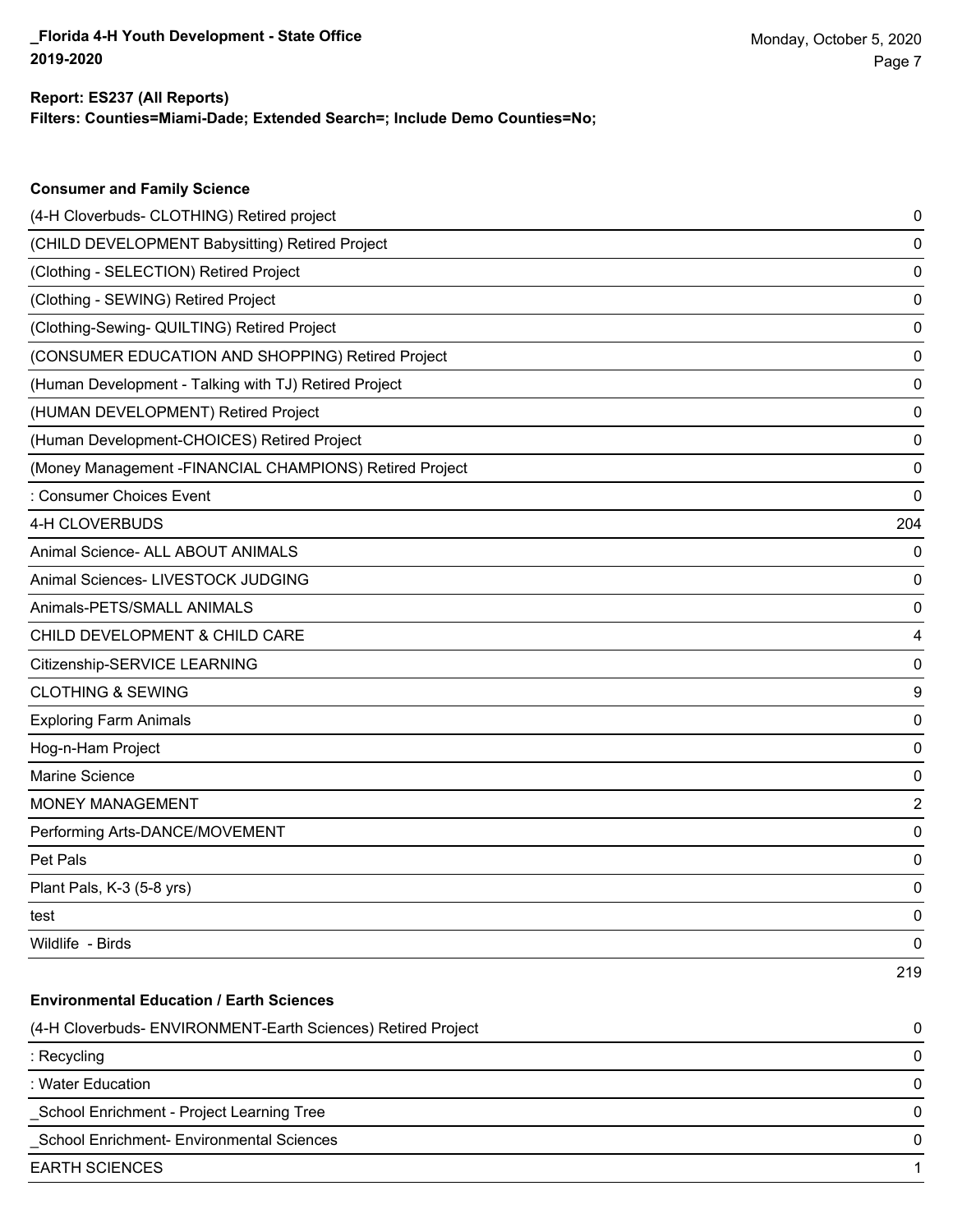**Report: ES237 (All Reports)**
**Filters: Counties=Miami-Dade; Extended Search=; Include Demo Counties=No;**

### Consumer and Family Science

| | |
|---|---|
| (4-H Cloverbuds- CLOTHING) Retired project | 0 |
| (CHILD DEVELOPMENT Babysitting) Retired Project | 0 |
| (Clothing - SELECTION) Retired Project | 0 |
| (Clothing - SEWING) Retired Project | 0 |
| (Clothing-Sewing- QUILTING) Retired Project | 0 |
| (CONSUMER EDUCATION AND SHOPPING) Retired Project | 0 |
| (Human Development - Talking with TJ) Retired Project | 0 |
| (HUMAN DEVELOPMENT) Retired Project | 0 |
| (Human Development-CHOICES) Retired Project | 0 |
| (Money Management -FINANCIAL CHAMPIONS) Retired Project | 0 |
| : Consumer Choices Event | 0 |
| 4-H CLOVERBUDS | 204 |
| Animal Science- ALL ABOUT ANIMALS | 0 |
| Animal Sciences- LIVESTOCK JUDGING | 0 |
| Animals-PETS/SMALL ANIMALS | 0 |
| CHILD DEVELOPMENT & CHILD CARE | 4 |
| Citizenship-SERVICE LEARNING | 0 |
| CLOTHING & SEWING | 9 |
| Exploring Farm Animals | 0 |
| Hog-n-Ham Project | 0 |
| Marine Science | 0 |
| MONEY MANAGEMENT | 2 |
| Performing Arts-DANCE/MOVEMENT | 0 |
| Pet Pals | 0 |
| Plant Pals, K-3 (5-8 yrs) | 0 |
| test | 0 |
| Wildlife - Birds | 0 |
| | 219 |

### Environmental Education / Earth Sciences

| | |
|---|---|
| (4-H Cloverbuds- ENVIRONMENT-Earth Sciences) Retired Project | 0 |
| : Recycling | 0 |
| : Water Education | 0 |
| _School Enrichment - Project Learning Tree | 0 |
| _School Enrichment- Environmental Sciences | 0 |
| EARTH SCIENCES | 1 |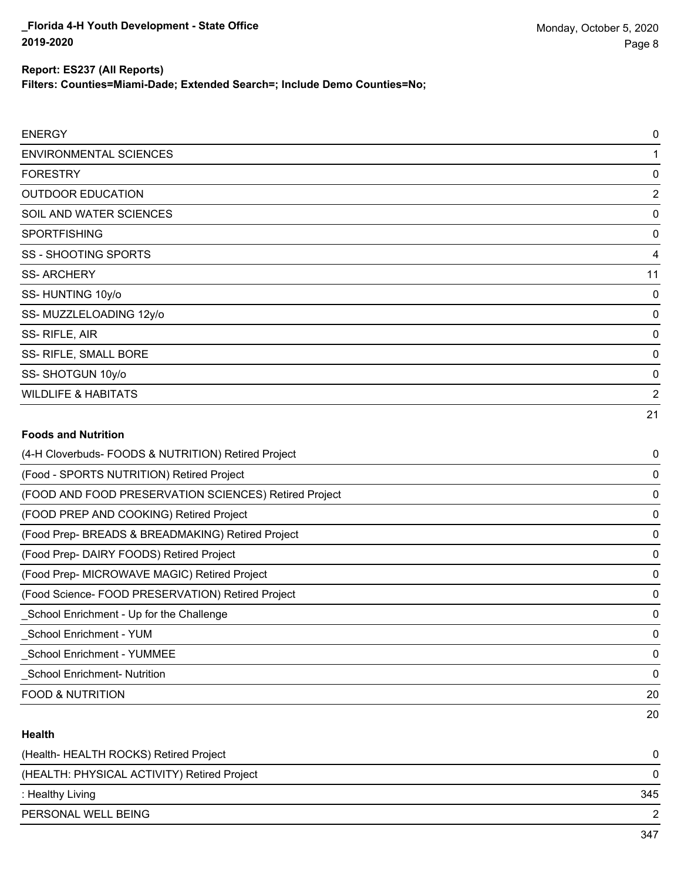**Report: ES237 (All Reports)**

**Filters: Counties=Miami-Dade; Extended Search=; Include Demo Counties=No;**

| | |
|---|---|
| ENERGY | 0 |
| ENVIRONMENTAL SCIENCES | 1 |
| FORESTRY | 0 |
| OUTDOOR EDUCATION | 2 |
| SOIL AND WATER SCIENCES | 0 |
| SPORTFISHING | 0 |
| SS - SHOOTING SPORTS | 4 |
| SS- ARCHERY | 11 |
| SS- HUNTING 10y/o | 0 |
| SS- MUZZLELOADING 12y/o | 0 |
| SS- RIFLE, AIR | 0 |
| SS- RIFLE, SMALL BORE | 0 |
| SS- SHOTGUN 10y/o | 0 |
| WILDLIFE & HABITATS | 2 |
| | 21 |

**Foods and Nutrition**

| | |
|---|---|
| (4-H Cloverbuds- FOODS & NUTRITION) Retired Project | 0 |
| (Food - SPORTS NUTRITION) Retired Project | 0 |
| (FOOD AND FOOD PRESERVATION SCIENCES) Retired Project | 0 |
| (FOOD PREP AND COOKING) Retired Project | 0 |
| (Food Prep- BREADS & BREADMAKING) Retired Project | 0 |
| (Food Prep- DAIRY FOODS) Retired Project | 0 |
| (Food Prep- MICROWAVE MAGIC) Retired Project | 0 |
| (Food Science- FOOD PRESERVATION) Retired Project | 0 |
| _School Enrichment - Up for the Challenge | 0 |
| _School Enrichment - YUM | 0 |
| _School Enrichment - YUMMEE | 0 |
| _School Enrichment- Nutrition | 0 |
| FOOD & NUTRITION | 20 |
| | 20 |

**Health**

| | |
|---|---|
| (Health- HEALTH ROCKS) Retired Project | 0 |
| (HEALTH: PHYSICAL ACTIVITY) Retired Project | 0 |
| : Healthy Living | 345 |
| PERSONAL WELL BEING | 2 |
| | 347 |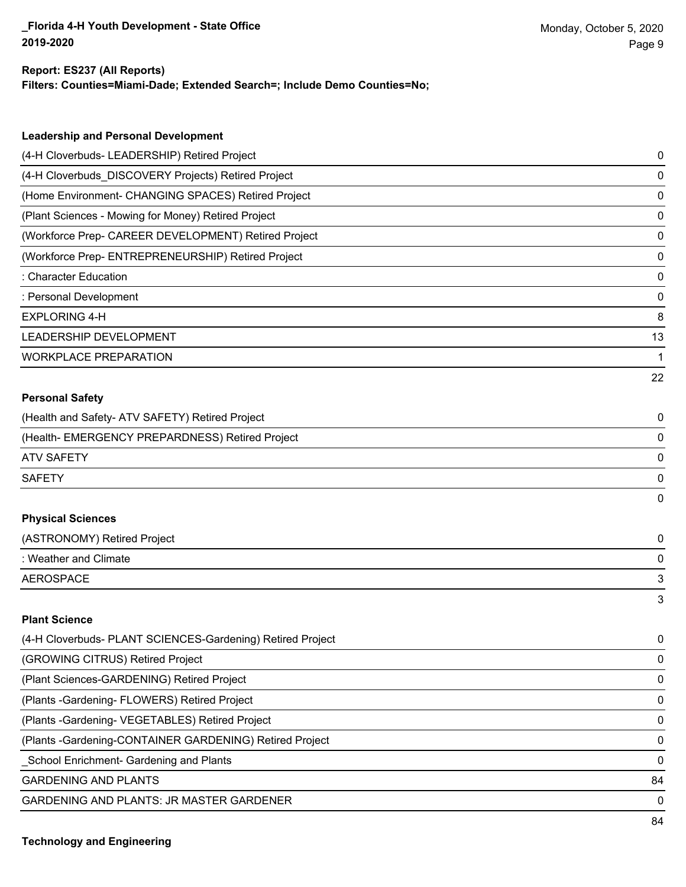**Report: ES237 (All Reports)**
**Filters: Counties=Miami-Dade; Extended Search=; Include Demo Counties=No;**

### Leadership and Personal Development

| | |
|---|---|
| (4-H Cloverbuds- LEADERSHIP) Retired Project | 0 |
| (4-H Cloverbuds_DISCOVERY Projects) Retired Project | 0 |
| (Home Environment- CHANGING SPACES) Retired Project | 0 |
| (Plant Sciences - Mowing for Money) Retired Project | 0 |
| (Workforce Prep- CAREER DEVELOPMENT) Retired Project | 0 |
| (Workforce Prep- ENTREPRENEURSHIP) Retired Project | 0 |
| : Character Education | 0 |
| : Personal Development | 0 |
| EXPLORING 4-H | 8 |
| LEADERSHIP DEVELOPMENT | 13 |
| WORKPLACE PREPARATION | 1 |
| | 22 |

### Personal Safety

| | |
|---|---|
| (Health and Safety- ATV SAFETY) Retired Project | 0 |
| (Health- EMERGENCY PREPARDNESS) Retired Project | 0 |
| ATV SAFETY | 0 |
| SAFETY | 0 |
| | 0 |

### Physical Sciences

| | |
|---|---|
| (ASTRONOMY) Retired Project | 0 |
| : Weather and Climate | 0 |
| AEROSPACE | 3 |
| | 3 |

### Plant Science

| | |
|---|---|
| (4-H Cloverbuds- PLANT SCIENCES-Gardening) Retired Project | 0 |
| (GROWING CITRUS) Retired Project | 0 |
| (Plant Sciences-GARDENING) Retired Project | 0 |
| (Plants -Gardening- FLOWERS) Retired Project | 0 |
| (Plants -Gardening- VEGETABLES) Retired Project | 0 |
| (Plants -Gardening-CONTAINER GARDENING) Retired Project | 0 |
| _School Enrichment- Gardening and Plants | 0 |
| GARDENING AND PLANTS | 84 |
| GARDENING AND PLANTS: JR MASTER GARDENER | 0 |
| | 84 |

### Technology and Engineering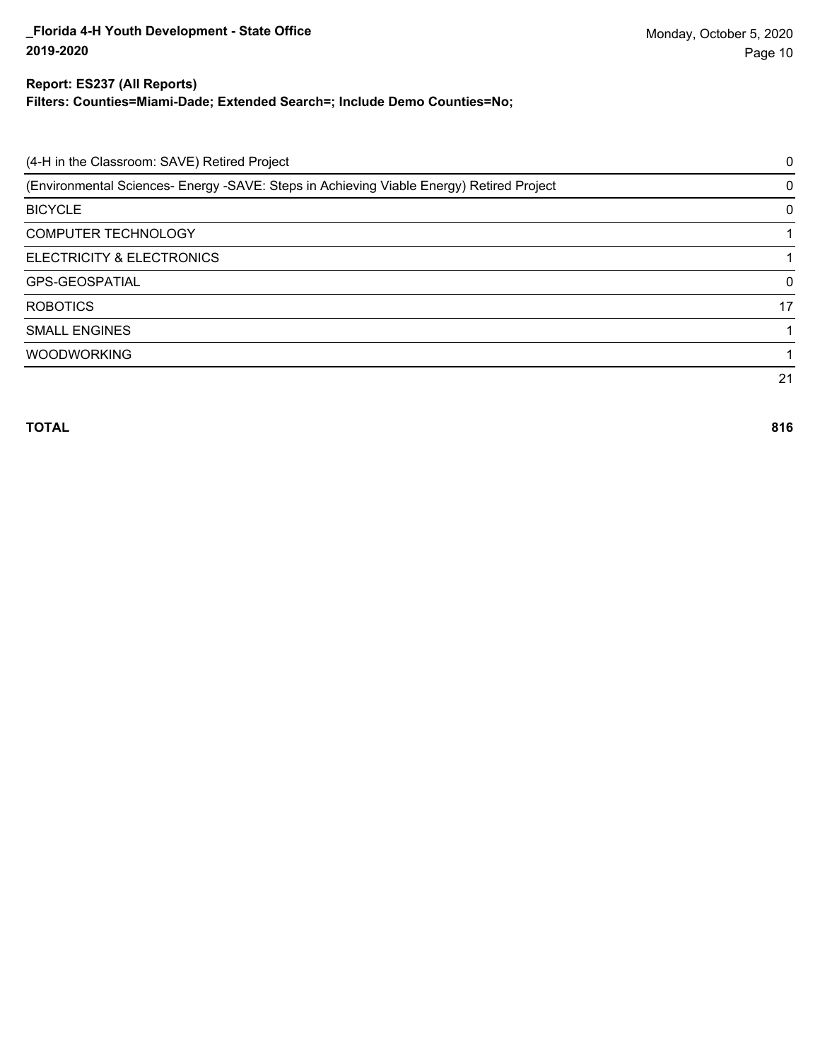| | |
|---|---|
| (4-H in the Classroom: SAVE) Retired Project | 0 |
| (Environmental Sciences- Energy -SAVE: Steps in Achieving Viable Energy) Retired Project | 0 |
| BICYCLE | 0 |
| COMPUTER TECHNOLOGY | 1 |
| ELECTRICITY & ELECTRONICS | 1 |
| GPS-GEOSPATIAL | 0 |
| ROBOTICS | 17 |
| SMALL ENGINES | 1 |
| WOODWORKING | 1 |
| | 21 |

**TOTAL** **816**